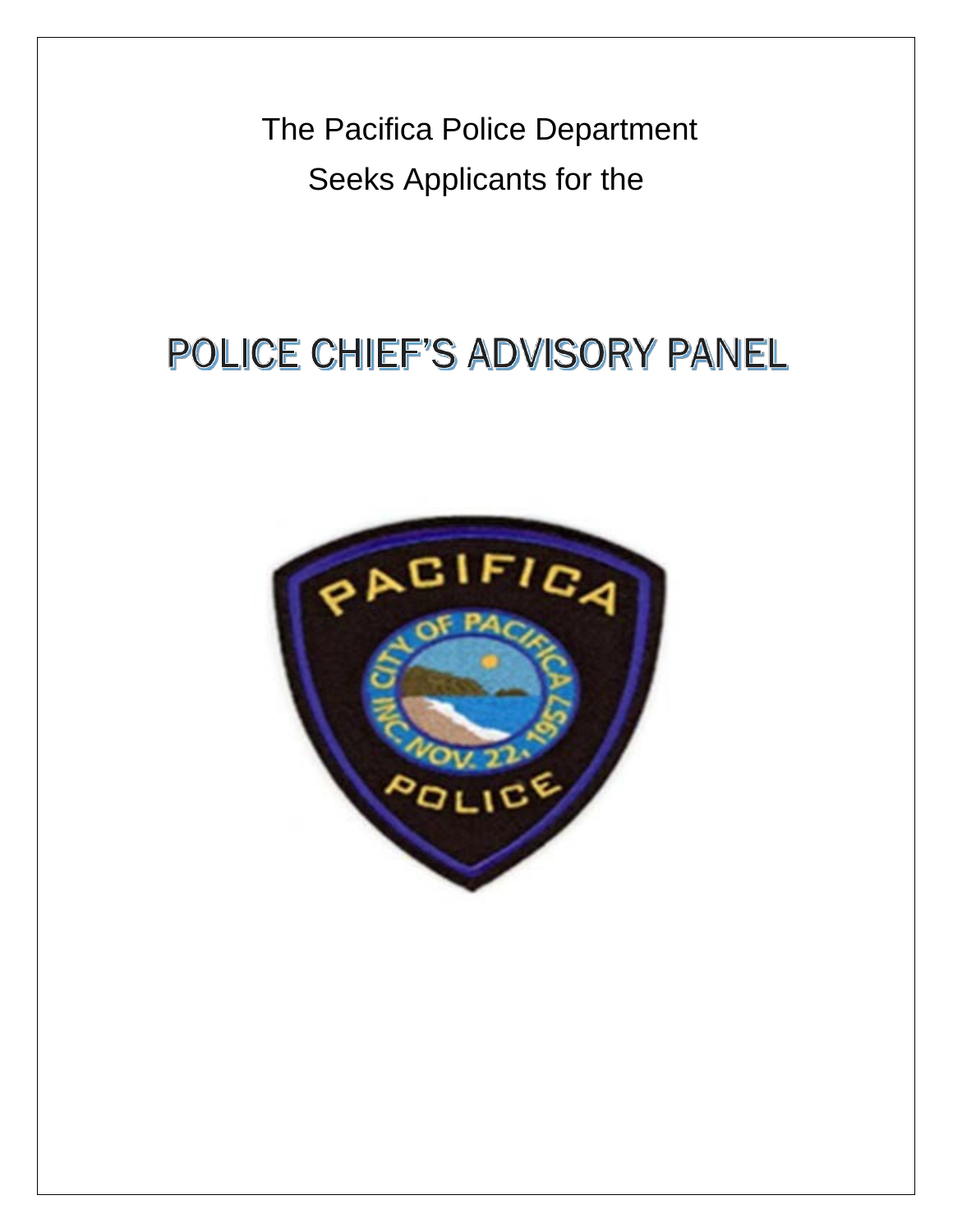The Pacifica Police Department

Seeks Applicants for the

# POLICE CHIEF'S ADVISORY PANEL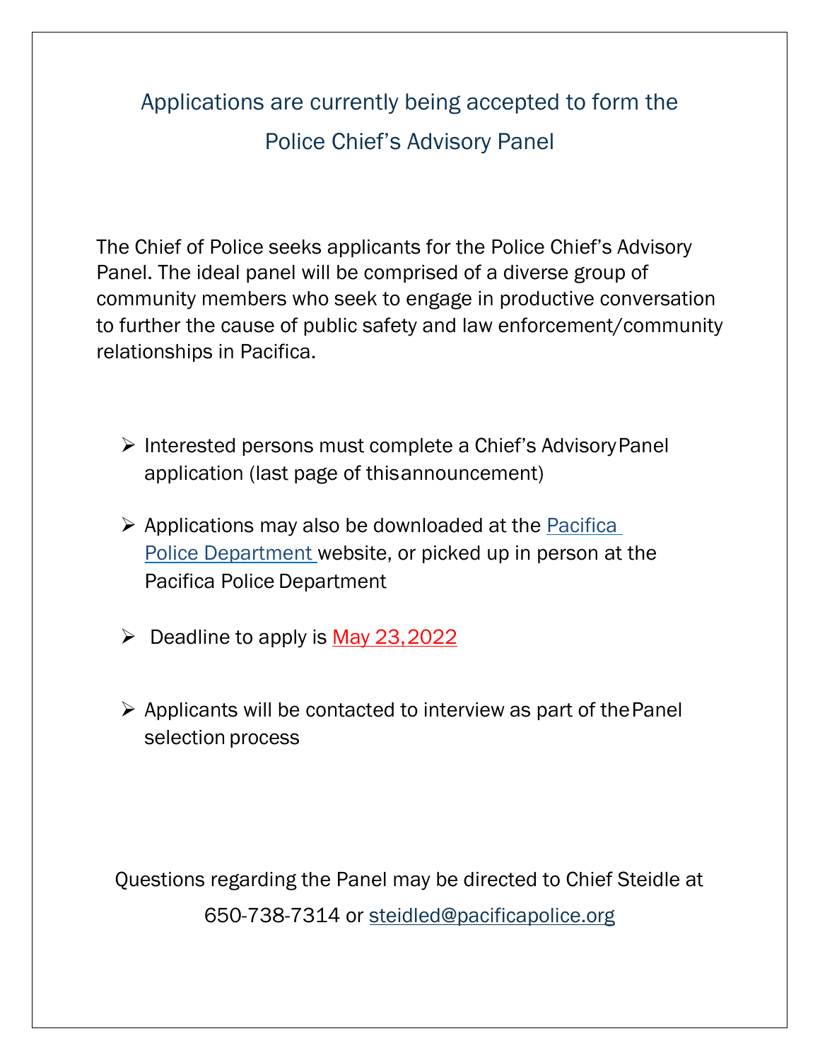## Applications are currently being accepted to form the Police Chief's Advisory Panel

The Chief of Police seeks applicants for the Police Chief's Advisory Panel. The ideal panel will be comprised of a diverse group of community members who seek to engage in productive conversation to further the cause of public safety and law enforcement/community relationships in Pacifica.

- Interested persons must complete a Chief's Advisory Panel application (last page of this announcement)
- Applications may also be downloaded at the Pacifica Police Department website, or picked up in person at the Pacifica Police Department
- Deadline to apply is May 23, 2022
- Applicants will be contacted to interview as part of the Panel selection process

Questions regarding the Panel may be directed to Chief Steidle at 650-738-7314 or steidled@pacificapolice.org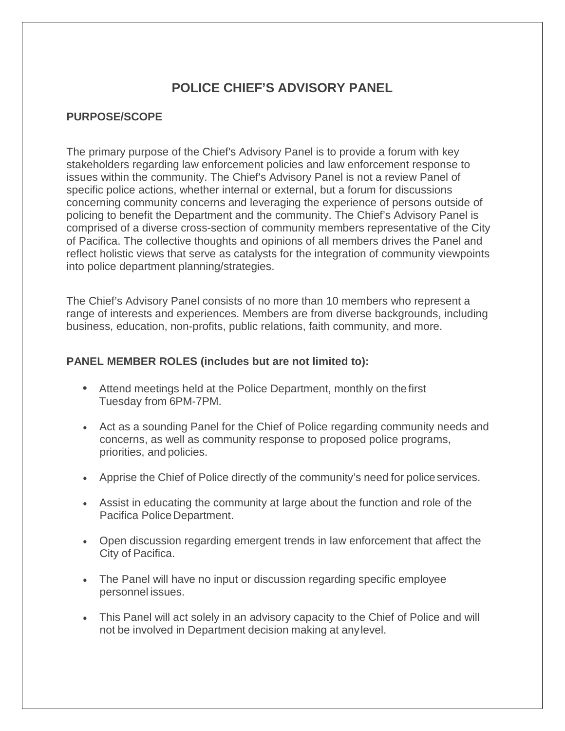# POLICE CHIEF'S ADVISORY PANEL

## PURPOSE/SCOPE

The primary purpose of the Chief's Advisory Panel is to provide a forum with key stakeholders regarding law enforcement policies and law enforcement response to issues within the community. The Chief's Advisory Panel is not a review Panel of specific police actions, whether internal or external, but a forum for discussions concerning community concerns and leveraging the experience of persons outside of policing to benefit the Department and the community. The Chief's Advisory Panel is comprised of a diverse cross-section of community members representative of the City of Pacifica. The collective thoughts and opinions of all members drives the Panel and reflect holistic views that serve as catalysts for the integration of community viewpoints into police department planning/strategies.

The Chief's Advisory Panel consists of no more than 10 members who represent a range of interests and experiences. Members are from diverse backgrounds, including business, education, non-profits, public relations, faith community, and more.

## PANEL MEMBER ROLES (includes but are not limited to):

- Attend meetings held at the Police Department, monthly on the first Tuesday from 6PM-7PM.
- Act as a sounding Panel for the Chief of Police regarding community needs and concerns, as well as community response to proposed police programs, priorities, and policies.
- Apprise the Chief of Police directly of the community's need for police services.
- Assist in educating the community at large about the function and role of the Pacifica Police Department.
- Open discussion regarding emergent trends in law enforcement that affect the City of Pacifica.
- The Panel will have no input or discussion regarding specific employee personnel issues.
- This Panel will act solely in an advisory capacity to the Chief of Police and will not be involved in Department decision making at any level.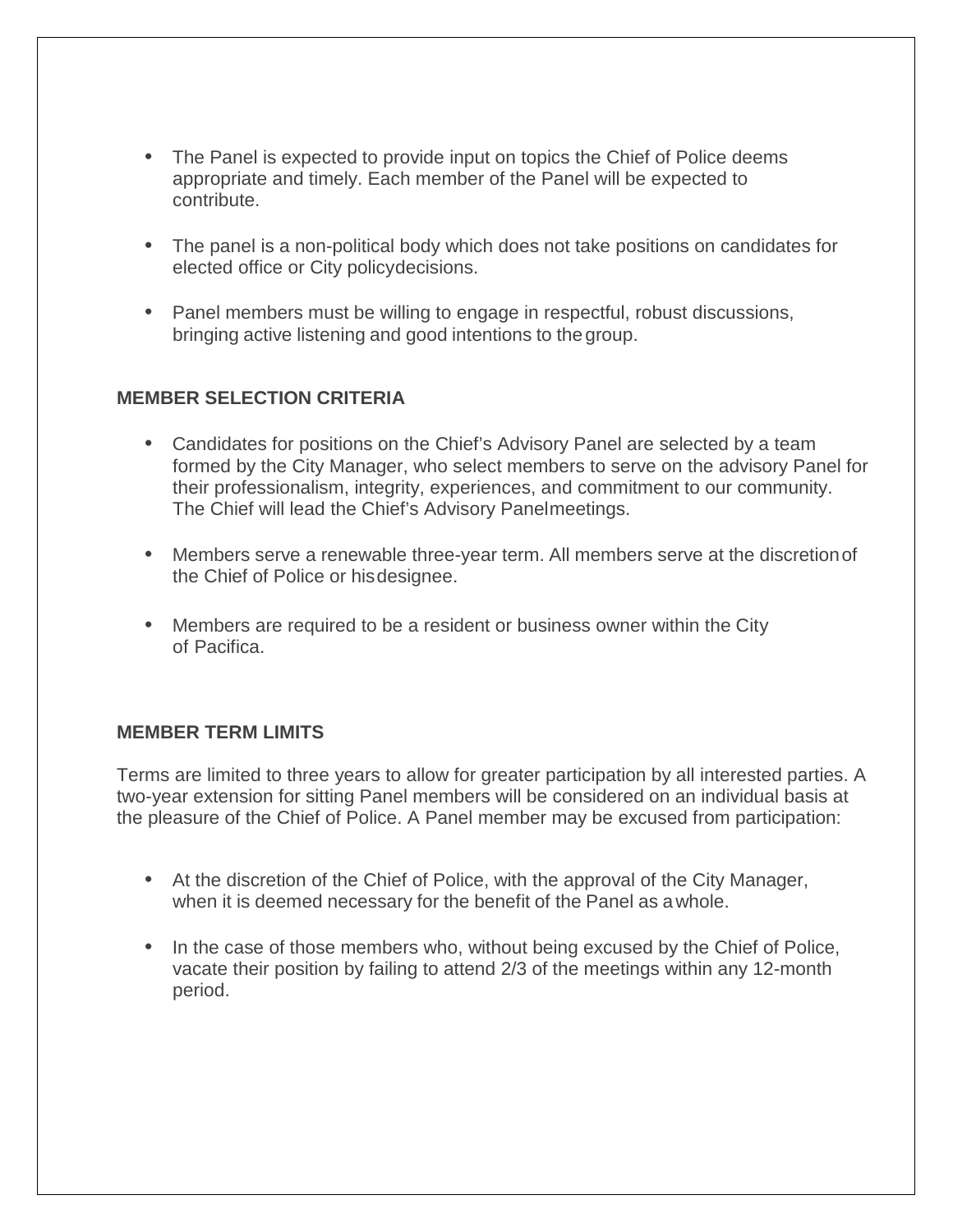- The Panel is expected to provide input on topics the Chief of Police deems appropriate and timely. Each member of the Panel will be expected to contribute.

- The panel is a non-political body which does not take positions on candidates for elected office or City policydecisions.

- Panel members must be willing to engage in respectful, robust discussions, bringing active listening and good intentions to thegroup.

**MEMBER SELECTION CRITERIA**

- Candidates for positions on the Chief's Advisory Panel are selected by a team formed by the City Manager, who select members to serve on the advisory Panel for their professionalism, integrity, experiences, and commitment to our community. The Chief will lead the Chief's Advisory Panelmeetings.

- Members serve a renewable three-year term. All members serve at the discretionof the Chief of Police or hisdesignee.

- Members are required to be a resident or business owner within the City of Pacifica.

**MEMBER TERM LIMITS**

Terms are limited to three years to allow for greater participation by all interested parties. A two-year extension for sitting Panel members will be considered on an individual basis at the pleasure of the Chief of Police. A Panel member may be excused from participation:

- At the discretion of the Chief of Police, with the approval of the City Manager, when it is deemed necessary for the benefit of the Panel as awhole.

- In the case of those members who, without being excused by the Chief of Police, vacate their position by failing to attend 2/3 of the meetings within any 12-month period.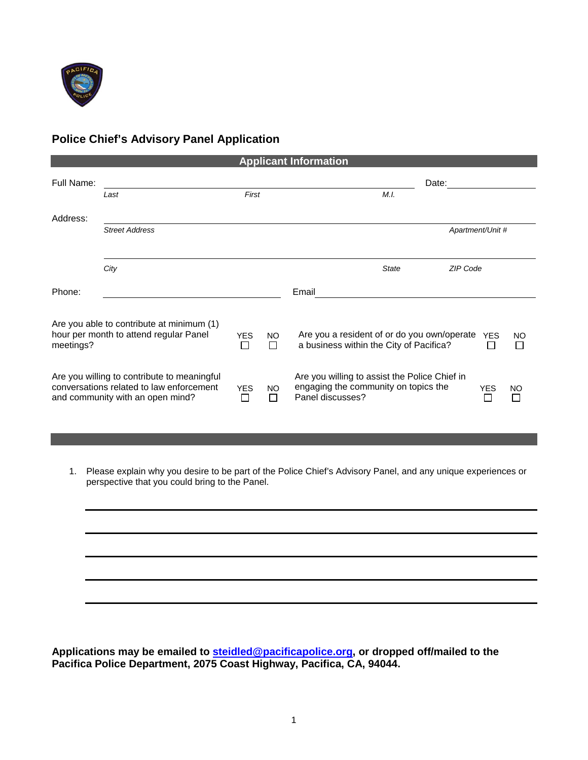## Police Chief's Advisory Panel Application

### Applicant Information

Full Name: ____________________ Date: ____________

*Last* *First* *M.I.*

Address: ________________________________________

*Street Address* *Apartment/Unit #*

________________________________________

*City* *State* *ZIP Code*

Phone: ____________________ Email ____________________

| | | | | | |
|---|---|---|---|---|---|
| Are you able to contribute at minimum (1) hour per month to attend regular Panel meetings? | YES ☐ | NO ☐ | Are you a resident of or do you own/operate a business within the City of Pacifica? | YES ☐ | NO ☐ |
| Are you willing to contribute to meaningful conversations related to law enforcement and community with an open mind? | YES ☐ | NO ☐ | Are you willing to assist the Police Chief in engaging the community on topics the Panel discusses? | YES ☐ | NO ☐ |

1. Please explain why you desire to be part of the Police Chief's Advisory Panel, and any unique experiences or perspective that you could bring to the Panel.

________________________________________

________________________________________

________________________________________

________________________________________

________________________________________

**Applications may be emailed to steidled@pacificapolice.org, or dropped off/mailed to the Pacifica Police Department, 2075 Coast Highway, Pacifica, CA, 94044.**